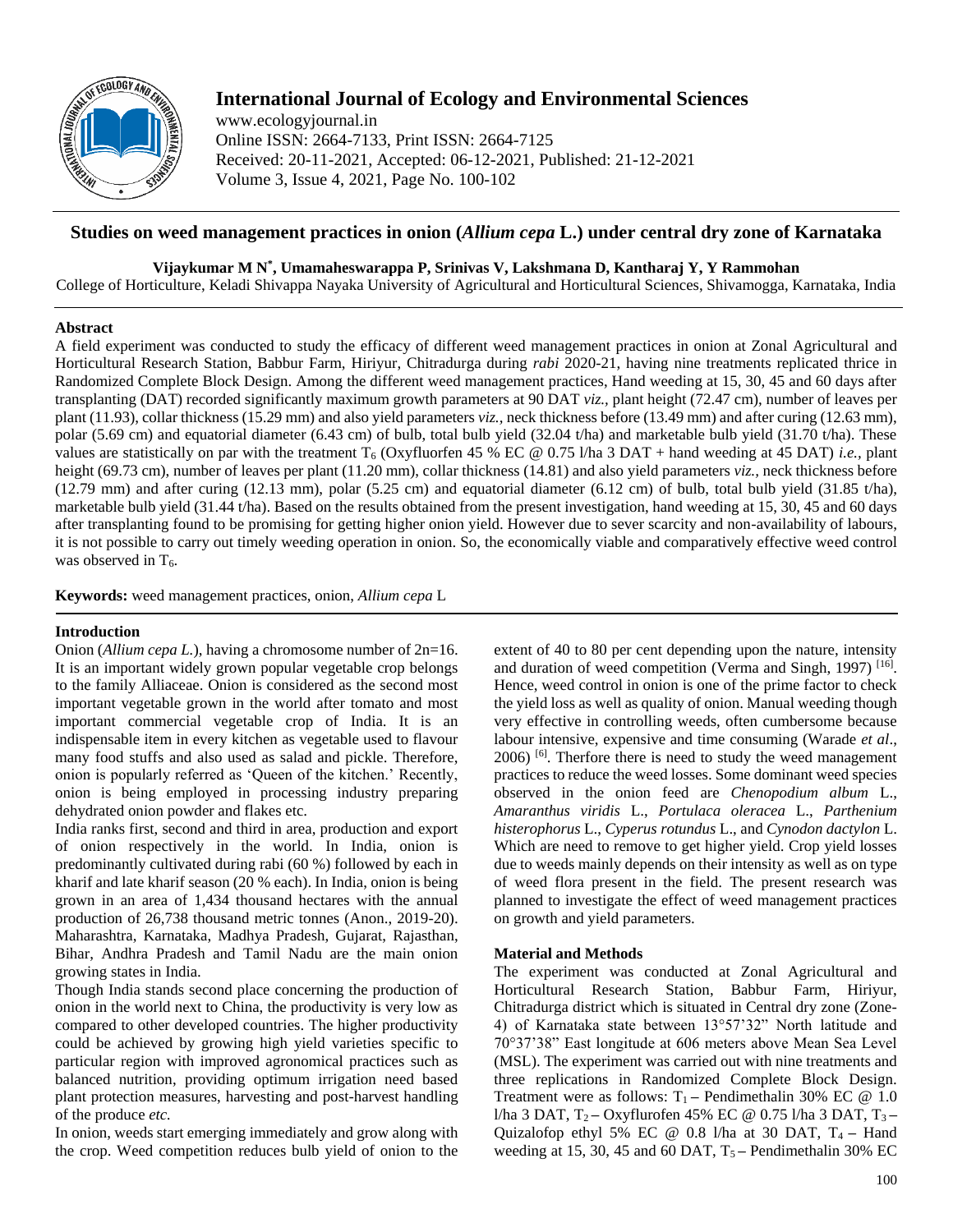# International Journal of Ecology and Environmental Sciences

www.ecologyjournal.in
Online ISSN: 2664-7133, Print ISSN: 2664-7125
Received: 20-11-2021, Accepted: 06-12-2021, Published: 21-12-2021
Volume 3, Issue 4, 2021, Page No. 100-102

## Studies on weed management practices in onion (*Allium cepa* L.) under central dry zone of Karnataka

**Vijaykumar M N\*, Umamaheswarappa P, Srinivas V, Lakshmana D, Kantharaj Y, Y Rammohan**

College of Horticulture, Keladi Shivappa Nayaka University of Agricultural and Horticultural Sciences, Shivamogga, Karnataka, India

### Abstract

A field experiment was conducted to study the efficacy of different weed management practices in onion at Zonal Agricultural and Horticultural Research Station, Babbur Farm, Hiriyur, Chitradurga during *rabi* 2020-21, having nine treatments replicated thrice in Randomized Complete Block Design. Among the different weed management practices, Hand weeding at 15, 30, 45 and 60 days after transplanting (DAT) recorded significantly maximum growth parameters at 90 DAT *viz.,* plant height (72.47 cm), number of leaves per plant (11.93), collar thickness (15.29 mm) and also yield parameters *viz.,* neck thickness before (13.49 mm) and after curing (12.63 mm), polar (5.69 cm) and equatorial diameter (6.43 cm) of bulb, total bulb yield (32.04 t/ha) and marketable bulb yield (31.70 t/ha). These values are statistically on par with the treatment $T_6$ (Oxyfluorfen 45 % EC @ 0.75 l/ha 3 DAT + hand weeding at 45 DAT) *i.e.,* plant height (69.73 cm), number of leaves per plant (11.20 mm), collar thickness (14.81) and also yield parameters *viz.,* neck thickness before (12.79 mm) and after curing (12.13 mm), polar (5.25 cm) and equatorial diameter (6.12 cm) of bulb, total bulb yield (31.85 t/ha), marketable bulb yield (31.44 t/ha). Based on the results obtained from the present investigation, hand weeding at 15, 30, 45 and 60 days after transplanting found to be promising for getting higher onion yield. However due to sever scarcity and non-availability of labours, it is not possible to carry out timely weeding operation in onion. So, the economically viable and comparatively effective weed control was observed in $T_6$.

**Keywords:** weed management practices, onion, *Allium cepa* L

### Introduction

Onion (*Allium cepa L.*), having a chromosome number of 2n=16. It is an important widely grown popular vegetable crop belongs to the family Alliaceae. Onion is considered as the second most important vegetable grown in the world after tomato and most important commercial vegetable crop of India. It is an indispensable item in every kitchen as vegetable used to flavour many food stuffs and also used as salad and pickle. Therefore, onion is popularly referred as 'Queen of the kitchen.' Recently, onion is being employed in processing industry preparing dehydrated onion powder and flakes etc.

India ranks first, second and third in area, production and export of onion respectively in the world. In India, onion is predominantly cultivated during rabi (60 %) followed by each in kharif and late kharif season (20 % each). In India, onion is being grown in an area of 1,434 thousand hectares with the annual production of 26,738 thousand metric tonnes (Anon., 2019-20). Maharashtra, Karnataka, Madhya Pradesh, Gujarat, Rajasthan, Bihar, Andhra Pradesh and Tamil Nadu are the main onion growing states in India.

Though India stands second place concerning the production of onion in the world next to China, the productivity is very low as compared to other developed countries. The higher productivity could be achieved by growing high yield varieties specific to particular region with improved agronomical practices such as balanced nutrition, providing optimum irrigation need based plant protection measures, harvesting and post-harvest handling of the produce *etc.*

In onion, weeds start emerging immediately and grow along with the crop. Weed competition reduces bulb yield of onion to the extent of 40 to 80 per cent depending upon the nature, intensity and duration of weed competition (Verma and Singh, 1997) [16]. Hence, weed control in onion is one of the prime factor to check the yield loss as well as quality of onion. Manual weeding though very effective in controlling weeds, often cumbersome because labour intensive, expensive and time consuming (Warade *et al*., 2006) [6]. Therfore there is need to study the weed management practices to reduce the weed losses. Some dominant weed species observed in the onion feed are *Chenopodium album* L., *Amaranthus viridis* L., *Portulaca oleracea* L., *Parthenium histerophorus* L., *Cyperus rotundus* L., and *Cynodon dactylon* L. Which are need to remove to get higher yield. Crop yield losses due to weeds mainly depends on their intensity as well as on type of weed flora present in the field. The present research was planned to investigate the effect of weed management practices on growth and yield parameters.

### Material and Methods

The experiment was conducted at Zonal Agricultural and Horticultural Research Station, Babbur Farm, Hiriyur, Chitradurga district which is situated in Central dry zone (Zone-4) of Karnataka state between 13°57'32" North latitude and 70°37'38" East longitude at 606 meters above Mean Sea Level (MSL). The experiment was carried out with nine treatments and three replications in Randomized Complete Block Design. Treatment were as follows: $T_1$ – Pendimethalin 30% EC @ 1.0 l/ha 3 DAT, $T_2$ – Oxyflurofen 45% EC @ 0.75 l/ha 3 DAT, $T_3$ – Quizalofop ethyl 5% EC @ 0.8 l/ha at 30 DAT, $T_4$ – Hand weeding at 15, 30, 45 and 60 DAT, $T_5$ – Pendimethalin 30% EC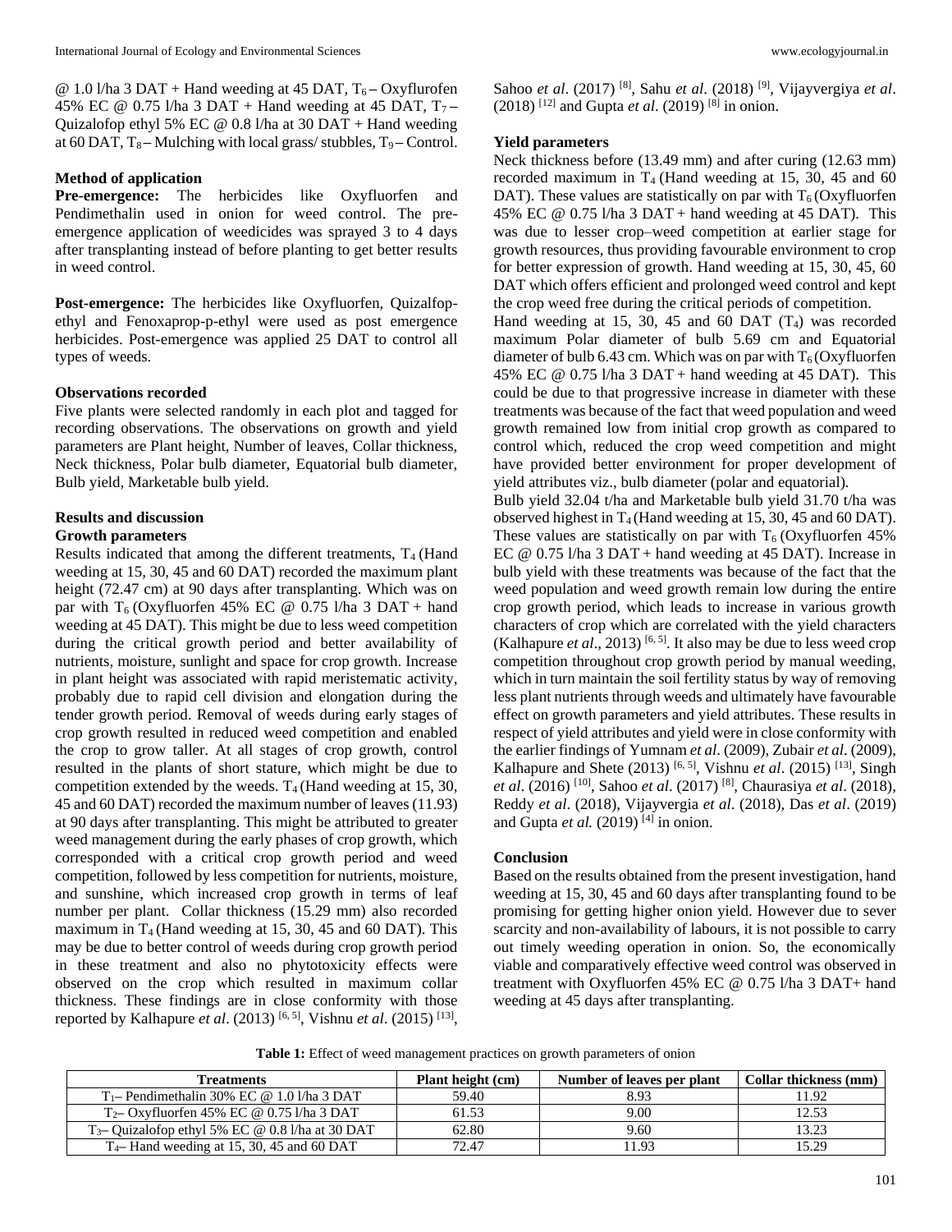@ 1.0 l/ha 3 DAT + Hand weeding at 45 DAT, $T_6$ – Oxyflurofen 45% EC @ 0.75 l/ha 3 DAT + Hand weeding at 45 DAT, $T_7$ – Quizalofop ethyl 5% EC @ 0.8 l/ha at 30 DAT + Hand weeding at 60 DAT, $T_8$ – Mulching with local grass/ stubbles, $T_9$ – Control.

**Method of application**

**Pre-emergence:** The herbicides like Oxyfluorfen and Pendimethalin used in onion for weed control. The pre-emergence application of weedicides was sprayed 3 to 4 days after transplanting instead of before planting to get better results in weed control.

**Post-emergence:** The herbicides like Oxyfluorfen, Quizalfop-ethyl and Fenoxaprop-p-ethyl were used as post emergence herbicides. Post-emergence was applied 25 DAT to control all types of weeds.

**Observations recorded**

Five plants were selected randomly in each plot and tagged for recording observations. The observations on growth and yield parameters are Plant height, Number of leaves, Collar thickness, Neck thickness, Polar bulb diameter, Equatorial bulb diameter, Bulb yield, Marketable bulb yield.

## Results and discussion

**Growth parameters**

Results indicated that among the different treatments, $T_4$ (Hand weeding at 15, 30, 45 and 60 DAT) recorded the maximum plant height (72.47 cm) at 90 days after transplanting. Which was on par with $T_6$ (Oxyfluorfen 45% EC @ 0.75 l/ha 3 DAT + hand weeding at 45 DAT). This might be due to less weed competition during the critical growth period and better availability of nutrients, moisture, sunlight and space for crop growth. Increase in plant height was associated with rapid meristematic activity, probably due to rapid cell division and elongation during the tender growth period. Removal of weeds during early stages of crop growth resulted in reduced weed competition and enabled the crop to grow taller. At all stages of crop growth, control resulted in the plants of short stature, which might be due to competition extended by the weeds. $T_4$ (Hand weeding at 15, 30, 45 and 60 DAT) recorded the maximum number of leaves (11.93) at 90 days after transplanting. This might be attributed to greater weed management during the early phases of crop growth, which corresponded with a critical crop growth period and weed competition, followed by less competition for nutrients, moisture, and sunshine, which increased crop growth in terms of leaf number per plant. Collar thickness (15.29 mm) also recorded maximum in $T_4$ (Hand weeding at 15, 30, 45 and 60 DAT). This may be due to better control of weeds during crop growth period in these treatment and also no phytotoxicity effects were observed on the crop which resulted in maximum collar thickness. These findings are in close conformity with those reported by Kalhapure *et al*. (2013) [6, 5], Vishnu *et al*. (2015) [13], Sahoo *et al*. (2017) [8], Sahu *et al*. (2018) [9], Vijayvergiya *et al*. (2018) [12] and Gupta *et al*. (2019) [8] in onion.

**Yield parameters**

Neck thickness before (13.49 mm) and after curing (12.63 mm) recorded maximum in $T_4$ (Hand weeding at 15, 30, 45 and 60 DAT). These values are statistically on par with $T_6$ (Oxyfluorfen 45% EC @ 0.75 l/ha 3 DAT + hand weeding at 45 DAT). This was due to lesser crop–weed competition at earlier stage for growth resources, thus providing favourable environment to crop for better expression of growth. Hand weeding at 15, 30, 45, 60 DAT which offers efficient and prolonged weed control and kept the crop weed free during the critical periods of competition.

Hand weeding at 15, 30, 45 and 60 DAT ($T_4$) was recorded maximum Polar diameter of bulb 5.69 cm and Equatorial diameter of bulb 6.43 cm. Which was on par with $T_6$ (Oxyfluorfen 45% EC @ 0.75 l/ha 3 DAT + hand weeding at 45 DAT). This could be due to that progressive increase in diameter with these treatments was because of the fact that weed population and weed growth remained low from initial crop growth as compared to control which, reduced the crop weed competition and might have provided better environment for proper development of yield attributes viz., bulb diameter (polar and equatorial).

Bulb yield 32.04 t/ha and Marketable bulb yield 31.70 t/ha was observed highest in $T_4$ (Hand weeding at 15, 30, 45 and 60 DAT). These values are statistically on par with $T_6$ (Oxyfluorfen 45% EC @ 0.75 l/ha 3 DAT + hand weeding at 45 DAT). Increase in bulb yield with these treatments was because of the fact that the weed population and weed growth remain low during the entire crop growth period, which leads to increase in various growth characters of crop which are correlated with the yield characters (Kalhapure *et al*., 2013) [6, 5]. It also may be due to less weed crop competition throughout crop growth period by manual weeding, which in turn maintain the soil fertility status by way of removing less plant nutrients through weeds and ultimately have favourable effect on growth parameters and yield attributes. These results in respect of yield attributes and yield were in close conformity with the earlier findings of Yumnam *et al*. (2009), Zubair *et al*. (2009), Kalhapure and Shete (2013) [6, 5], Vishnu *et al*. (2015) [13], Singh *et al*. (2016) [10], Sahoo *et al*. (2017) [8], Chaurasiya *et al*. (2018), Reddy *et al*. (2018), Vijayvergia *et al*. (2018), Das *et al*. (2019) and Gupta *et al.* (2019) [4] in onion.

## Conclusion

Based on the results obtained from the present investigation, hand weeding at 15, 30, 45 and 60 days after transplanting found to be promising for getting higher onion yield. However due to sever scarcity and non-availability of labours, it is not possible to carry out timely weeding operation in onion. So, the economically viable and comparatively effective weed control was observed in treatment with Oxyfluorfen 45% EC @ 0.75 l/ha 3 DAT+ hand weeding at 45 days after transplanting.

**Table 1:** Effect of weed management practices on growth parameters of onion

| Treatments | Plant height (cm) | Number of leaves per plant | Collar thickness (mm) |
|---|---|---|---|
| $T_1$– Pendimethalin 30% EC @ 1.0 l/ha 3 DAT | 59.40 | 8.93 | 11.92 |
| $T_2$– Oxyfluorfen 45% EC @ 0.75 l/ha 3 DAT | 61.53 | 9.00 | 12.53 |
| $T_3$– Quizalofop ethyl 5% EC @ 0.8 l/ha at 30 DAT | 62.80 | 9.60 | 13.23 |
| $T_4$– Hand weeding at 15, 30, 45 and 60 DAT | 72.47 | 11.93 | 15.29 |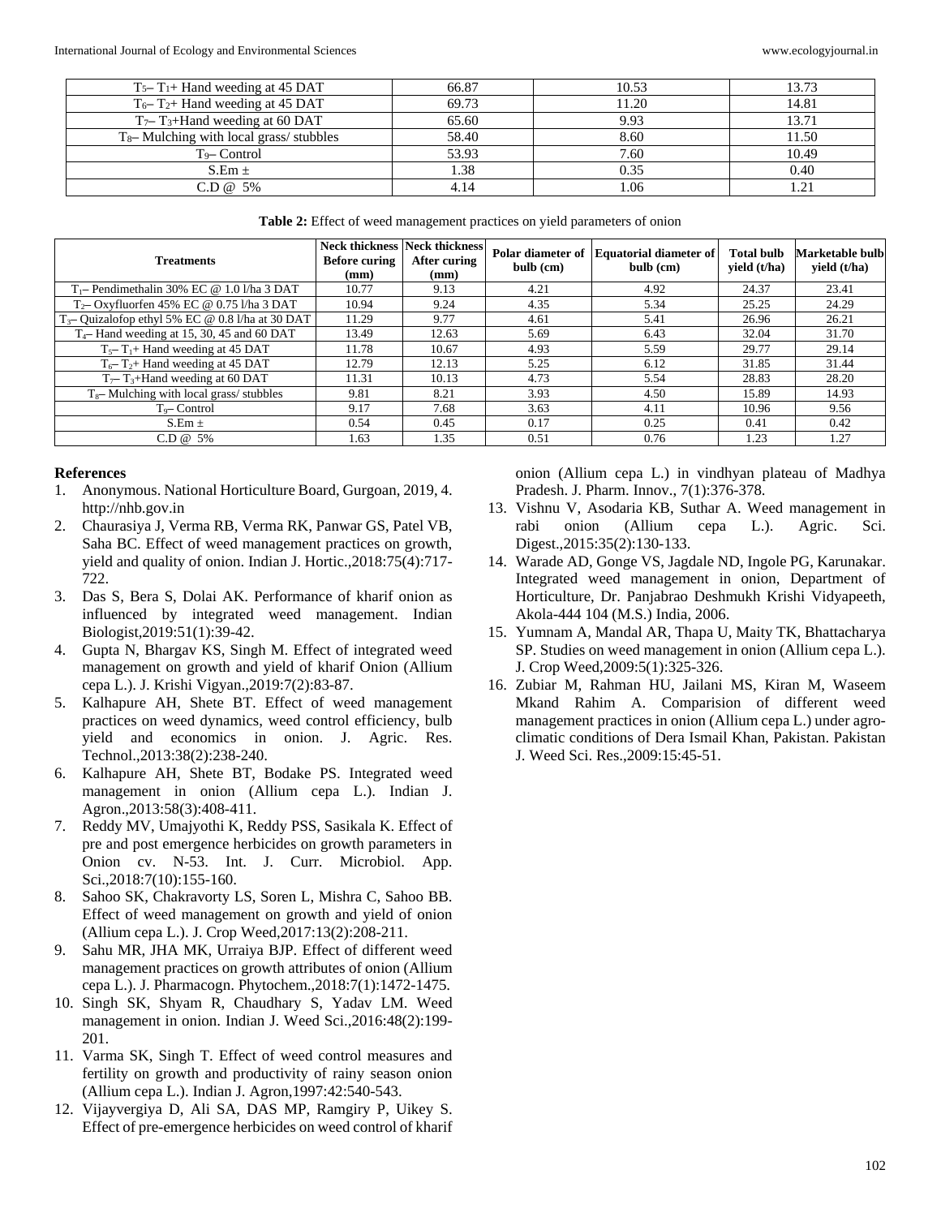| | | | |
|---|---|---|---|
| $T_5$– $T_1$+ Hand weeding at 45 DAT | 66.87 | 10.53 | 13.73 |
| $T_6$– $T_2$+ Hand weeding at 45 DAT | 69.73 | 11.20 | 14.81 |
| $T_7$– $T_3$+Hand weeding at 60 DAT | 65.60 | 9.93 | 13.71 |
| $T_8$– Mulching with local grass/ stubbles | 58.40 | 8.60 | 11.50 |
| $T_9$– Control | 53.93 | 7.60 | 10.49 |
| S.Em ± | 1.38 | 0.35 | 0.40 |
| C.D @ 5% | 4.14 | 1.06 | 1.21 |

**Table 2:** Effect of weed management practices on yield parameters of onion

| Treatments | Neck thickness Before curing (mm) | Neck thickness After curing (mm) | Polar diameter of bulb (cm) | Equatorial diameter of bulb (cm) | Total bulb yield (t/ha) | Marketable bulb yield (t/ha) |
|---|---|---|---|---|---|---|
| $T_1$– Pendimethalin 30% EC @ 1.0 l/ha 3 DAT | 10.77 | 9.13 | 4.21 | 4.92 | 24.37 | 23.41 |
| $T_2$– Oxyfluorfen 45% EC @ 0.75 l/ha 3 DAT | 10.94 | 9.24 | 4.35 | 5.34 | 25.25 | 24.29 |
| $T_3$– Quizalofop ethyl 5% EC @ 0.8 l/ha at 30 DAT | 11.29 | 9.77 | 4.61 | 5.41 | 26.96 | 26.21 |
| $T_4$– Hand weeding at 15, 30, 45 and 60 DAT | 13.49 | 12.63 | 5.69 | 6.43 | 32.04 | 31.70 |
| $T_5$– $T_1$+ Hand weeding at 45 DAT | 11.78 | 10.67 | 4.93 | 5.59 | 29.77 | 29.14 |
| $T_6$– $T_2$+ Hand weeding at 45 DAT | 12.79 | 12.13 | 5.25 | 6.12 | 31.85 | 31.44 |
| $T_7$– $T_3$+Hand weeding at 60 DAT | 11.31 | 10.13 | 4.73 | 5.54 | 28.83 | 28.20 |
| $T_8$– Mulching with local grass/ stubbles | 9.81 | 8.21 | 3.93 | 4.50 | 15.89 | 14.93 |
| $T_9$– Control | 9.17 | 7.68 | 3.63 | 4.11 | 10.96 | 9.56 |
| S.Em ± | 0.54 | 0.45 | 0.17 | 0.25 | 0.41 | 0.42 |
| C.D @ 5% | 1.63 | 1.35 | 0.51 | 0.76 | 1.23 | 1.27 |

## References

1. Anonymous. National Horticulture Board, Gurgoan, 2019, 4. http://nhb.gov.in
2. Chaurasiya J, Verma RB, Verma RK, Panwar GS, Patel VB, Saha BC. Effect of weed management practices on growth, yield and quality of onion. Indian J. Hortic.,2018:75(4):717-722.
3. Das S, Bera S, Dolai AK. Performance of kharif onion as influenced by integrated weed management. Indian Biologist,2019:51(1):39-42.
4. Gupta N, Bhargav KS, Singh M. Effect of integrated weed management on growth and yield of kharif Onion (Allium cepa L.). J. Krishi Vigyan.,2019:7(2):83-87.
5. Kalhapure AH, Shete BT. Effect of weed management practices on weed dynamics, weed control efficiency, bulb yield and economics in onion. J. Agric. Res. Technol.,2013:38(2):238-240.
6. Kalhapure AH, Shete BT, Bodake PS. Integrated weed management in onion (Allium cepa L.). Indian J. Agron.,2013:58(3):408-411.
7. Reddy MV, Umajyothi K, Reddy PSS, Sasikala K. Effect of pre and post emergence herbicides on growth parameters in Onion cv. N-53. Int. J. Curr. Microbiol. App. Sci.,2018:7(10):155-160.
8. Sahoo SK, Chakravorty LS, Soren L, Mishra C, Sahoo BB. Effect of weed management on growth and yield of onion (Allium cepa L.). J. Crop Weed,2017:13(2):208-211.
9. Sahu MR, JHA MK, Urraiya BJP. Effect of different weed management practices on growth attributes of onion (Allium cepa L.). J. Pharmacogn. Phytochem.,2018:7(1):1472-1475.
10. Singh SK, Shyam R, Chaudhary S, Yadav LM. Weed management in onion. Indian J. Weed Sci.,2016:48(2):199-201.
11. Varma SK, Singh T. Effect of weed control measures and fertility on growth and productivity of rainy season onion (Allium cepa L.). Indian J. Agron,1997:42:540-543.
12. Vijayvergiya D, Ali SA, DAS MP, Ramgiry P, Uikey S. Effect of pre-emergence herbicides on weed control of kharif onion (Allium cepa L.) in vindhyan plateau of Madhya Pradesh. J. Pharm. Innov., 7(1):376-378.
13. Vishnu V, Asodaria KB, Suthar A. Weed management in rabi onion (Allium cepa L.). Agric. Sci. Digest.,2015:35(2):130-133.
14. Warade AD, Gonge VS, Jagdale ND, Ingole PG, Karunakar. Integrated weed management in onion, Department of Horticulture, Dr. Panjabrao Deshmukh Krishi Vidyapeeth, Akola-444 104 (M.S.) India, 2006.
15. Yumnam A, Mandal AR, Thapa U, Maity TK, Bhattacharya SP. Studies on weed management in onion (Allium cepa L.). J. Crop Weed,2009:5(1):325-326.
16. Zubiar M, Rahman HU, Jailani MS, Kiran M, Waseem Mkand Rahim A. Comparision of different weed management practices in onion (Allium cepa L.) under agro-climatic conditions of Dera Ismail Khan, Pakistan. Pakistan J. Weed Sci. Res.,2009:15:45-51.